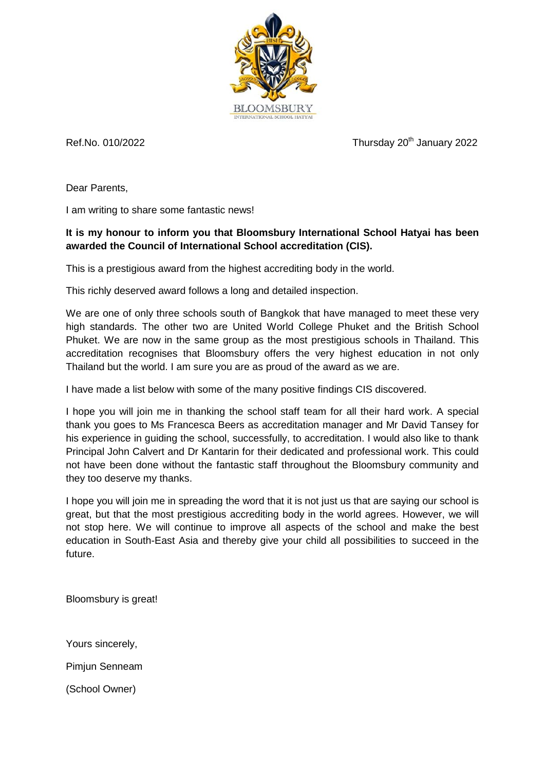BLOOMSBURY
INTERNATIONAL SCHOOL HATYAI

Ref.No. 010/2022

Thursday 20th January 2022

Dear Parents,

I am writing to share some fantastic news!

**It is my honour to inform you that Bloomsbury International School Hatyai has been awarded the Council of International School accreditation (CIS).**

This is a prestigious award from the highest accrediting body in the world.

This richly deserved award follows a long and detailed inspection.

We are one of only three schools south of Bangkok that have managed to meet these very high standards. The other two are United World College Phuket and the British School Phuket. We are now in the same group as the most prestigious schools in Thailand. This accreditation recognises that Bloomsbury offers the very highest education in not only Thailand but the world. I am sure you are as proud of the award as we are.

I have made a list below with some of the many positive findings CIS discovered.

I hope you will join me in thanking the school staff team for all their hard work. A special thank you goes to Ms Francesca Beers as accreditation manager and Mr David Tansey for his experience in guiding the school, successfully, to accreditation. I would also like to thank Principal John Calvert and Dr Kantarin for their dedicated and professional work. This could not have been done without the fantastic staff throughout the Bloomsbury community and they too deserve my thanks.

I hope you will join me in spreading the word that it is not just us that are saying our school is great, but that the most prestigious accrediting body in the world agrees. However, we will not stop here. We will continue to improve all aspects of the school and make the best education in South-East Asia and thereby give your child all possibilities to succeed in the future.

Bloomsbury is great!

Yours sincerely,

Pimjun Senneam

(School Owner)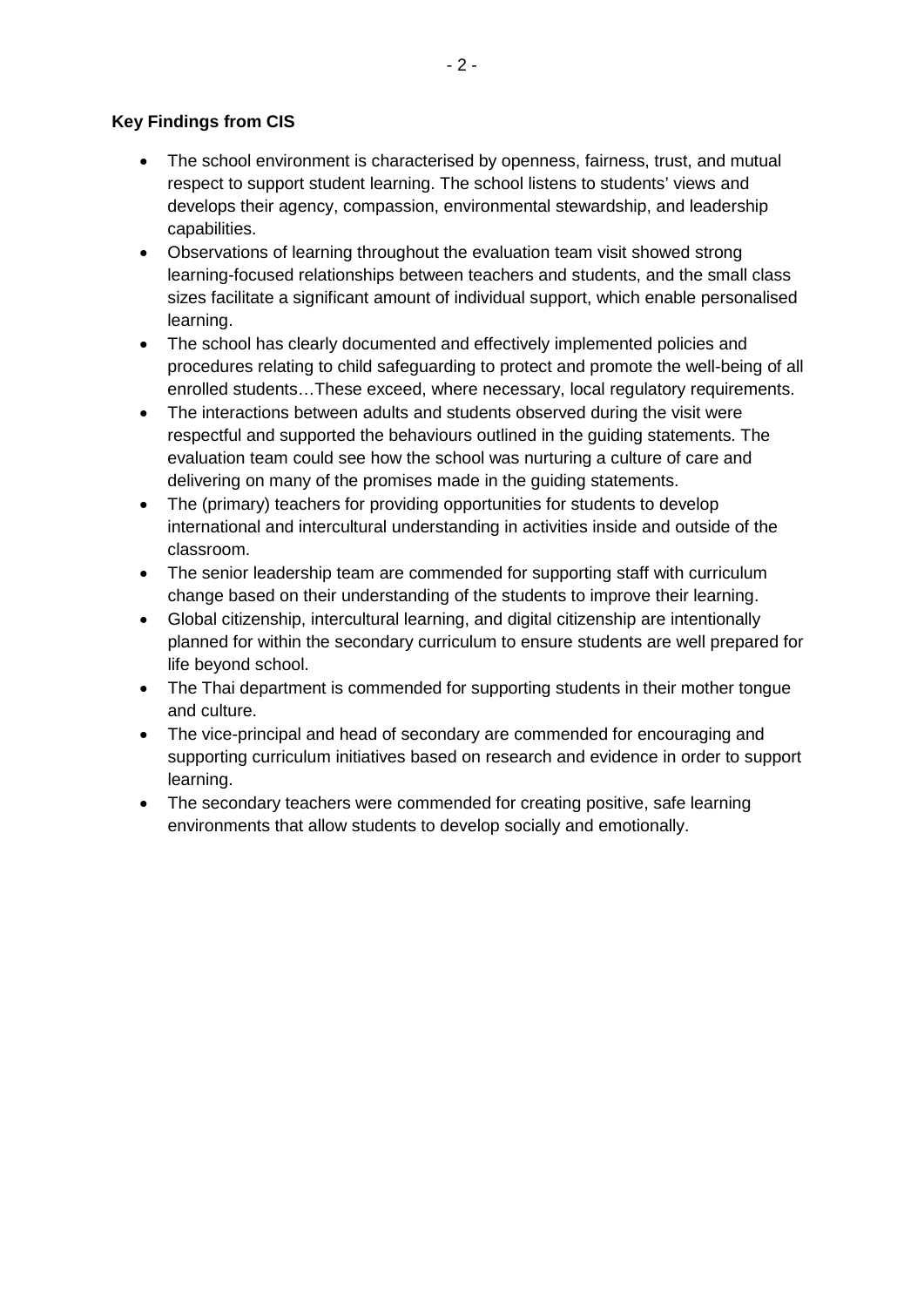**Key Findings from CIS**

- The school environment is characterised by openness, fairness, trust, and mutual respect to support student learning. The school listens to students' views and develops their agency, compassion, environmental stewardship, and leadership capabilities.
- Observations of learning throughout the evaluation team visit showed strong learning-focused relationships between teachers and students, and the small class sizes facilitate a significant amount of individual support, which enable personalised learning.
- The school has clearly documented and effectively implemented policies and procedures relating to child safeguarding to protect and promote the well-being of all enrolled students…These exceed, where necessary, local regulatory requirements.
- The interactions between adults and students observed during the visit were respectful and supported the behaviours outlined in the guiding statements. The evaluation team could see how the school was nurturing a culture of care and delivering on many of the promises made in the guiding statements.
- The (primary) teachers for providing opportunities for students to develop international and intercultural understanding in activities inside and outside of the classroom.
- The senior leadership team are commended for supporting staff with curriculum change based on their understanding of the students to improve their learning.
- Global citizenship, intercultural learning, and digital citizenship are intentionally planned for within the secondary curriculum to ensure students are well prepared for life beyond school.
- The Thai department is commended for supporting students in their mother tongue and culture.
- The vice-principal and head of secondary are commended for encouraging and supporting curriculum initiatives based on research and evidence in order to support learning.
- The secondary teachers were commended for creating positive, safe learning environments that allow students to develop socially and emotionally.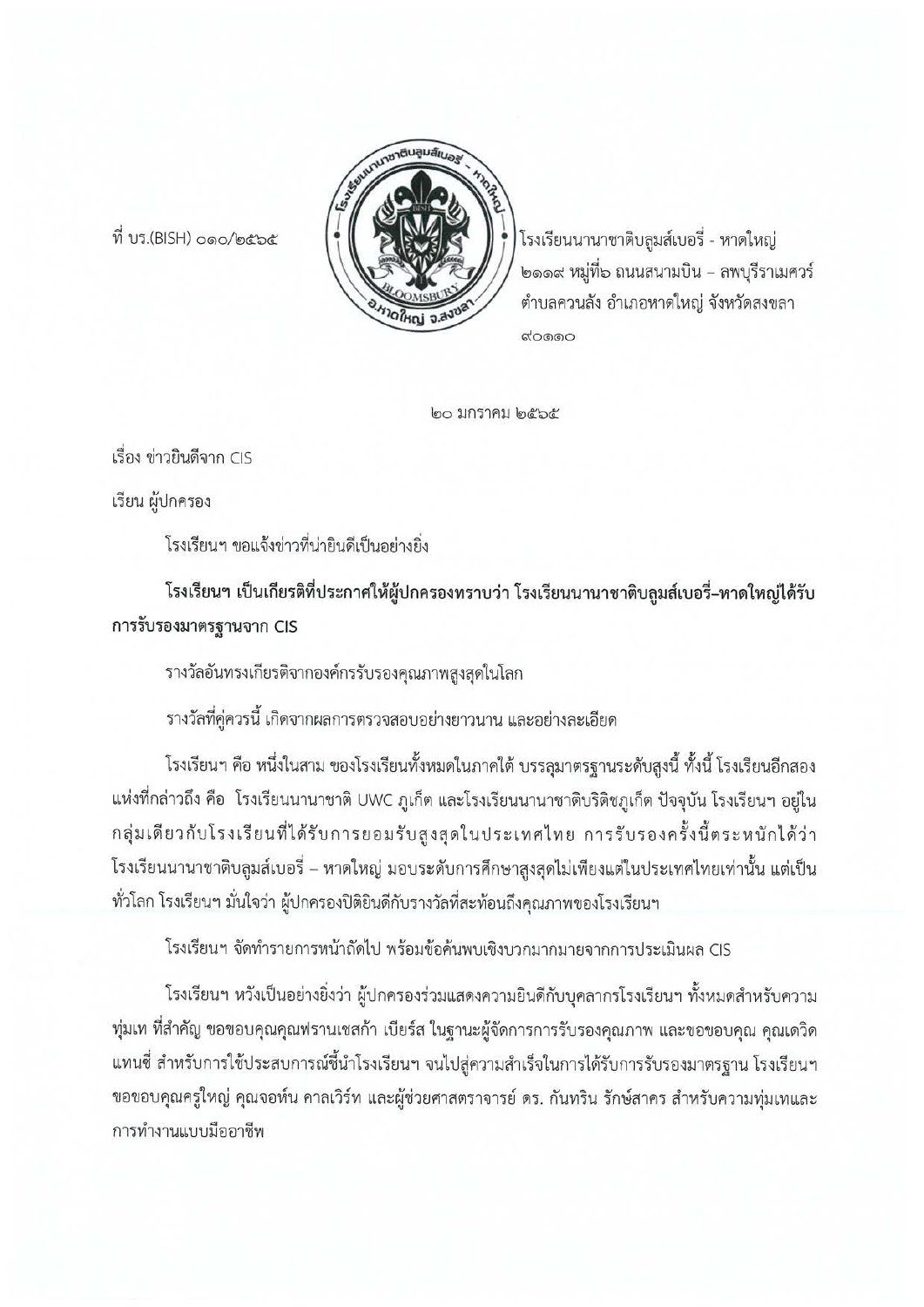ที่ บร.(BISH) ๐๑๐/๒๕๖๕

โรงเรียนนานาชาติบลูมส์เบอรี่ - หาดใหญ่
๒๑๑๙ หมู่ที่๖ ถนนสนามบิน – ลพบุรีราเมศวร์
ตำบลควนลัง อำเภอหาดใหญ่ จังหวัดสงขลา
๙๐๑๑๐

๒๐ มกราคม ๒๕๖๕

เรื่อง ข่าวยินดีจาก CIS

เรียน ผู้ปกครอง

โรงเรียนฯ ขอแจ้งข่าวที่น่ายินดีเป็นอย่างยิ่ง

**โรงเรียนฯ เป็นเกียรติที่ประกาศให้ผู้ปกครองทราบว่า โรงเรียนนานาชาติบลูมส์เบอรี่–หาดใหญ่ได้รับการรับรองมาตรฐานจาก CIS**

รางวัลอันทรงเกียรติจากองค์กรรับรองคุณภาพสูงสุดในโลก

รางวัลที่คู่ควรนี้ เกิดจากผลการตรวจสอบอย่างยาวนาน และอย่างละเอียด

โรงเรียนฯ คือ หนึ่งในสาม ของโรงเรียนทั้งหมดในภาคใต้ บรรลุมาตรฐานระดับสูงนี้ ทั้งนี้ โรงเรียนอีกสองแห่งที่กล่าวถึง คือ โรงเรียนนานาชาติ UWC ภูเก็ต และโรงเรียนนานาชาติบริติชภูเก็ต ปัจจุบัน โรงเรียนฯ อยู่ในกลุ่มเดียวกับโรงเรียนที่ได้รับการยอมรับสูงสุดในประเทศไทย การรับรองครั้งนี้ตระหนักได้ว่า โรงเรียนนานาชาติบลูมส์เบอรี่ – หาดใหญ่ มอบระดับการศึกษาสูงสุดไม่เพียงแต่ในประเทศไทยเท่านั้น แต่เป็นทั่วโลก โรงเรียนฯ มั่นใจว่า ผู้ปกครองปิติยินดีกับรางวัลที่สะท้อนถึงคุณภาพของโรงเรียนฯ

โรงเรียนฯ จัดทำรายการหน้าถัดไป พร้อมข้อค้นพบเชิงบวกมากมายจากการประเมินผล CIS

โรงเรียนฯ หวังเป็นอย่างยิ่งว่า ผู้ปกครองร่วมแสดงความยินดีกับบุคลากรโรงเรียนฯ ทั้งหมดสำหรับความทุ่มเท ที่สำคัญ ขอขอบคุณคุณฟรานเชสก้า เบียร์ส ในฐานะผู้จัดการการรับรองคุณภาพ และขอขอบคุณ คุณเดวิด แทนซี่ สำหรับการใช้ประสบการณ์ชี้นำโรงเรียนฯ จนไปสู่ความสำเร็จในการได้รับการรับรองมาตรฐาน โรงเรียนฯ ขอขอบคุณครูใหญ่ คุณจอห์น คาลเวิร์ท และผู้ช่วยศาสตราจารย์ ดร. กันทริน รักษ์สาคร สำหรับความทุ่มเทและการทำงานแบบมืออาชีพ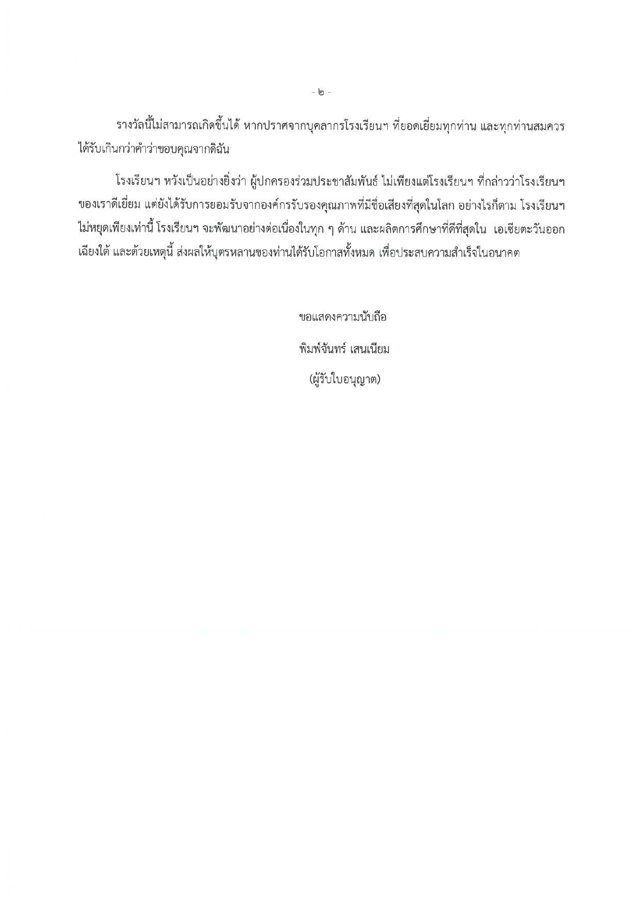รางวัลนี้ไม่สามารถเกิดขึ้นได้ หากปราศจากบุคลากรโรงเรียนฯ ที่ยอดเยี่ยมทุกท่าน และทุกท่านสมควรได้รับเกินกว่าคำว่าขอบคุณจากดิฉัน

โรงเรียนฯ หวังเป็นอย่างยิ่งว่า ผู้ปกครองร่วมประชาสัมพันธ์ ไม่เพียงแต่โรงเรียนฯ ที่กล่าวว่าโรงเรียนฯ ของเราดีเยี่ยม แต่ยังได้รับการยอมรับจากองค์กรรับรองคุณภาพที่มีชื่อเสียงที่สุดในโลก อย่างไรก็ตาม โรงเรียนฯ ไม่หยุดเพียงเท่านี้ โรงเรียนฯ จะพัฒนาอย่างต่อเนื่องในทุก ๆ ด้าน และผลิตการศึกษาที่ดีที่สุดใน เอเชียตะวันออกเฉียงใต้ และด้วยเหตุนี้ ส่งผลให้บุตรหลานของท่านได้รับโอกาสทั้งหมด เพื่อประสบความสำเร็จในอนาคต

ขอแสดงความนับถือ

พิมพ์จันทร์ เสนเนียม

(ผู้รับใบอนุญาต)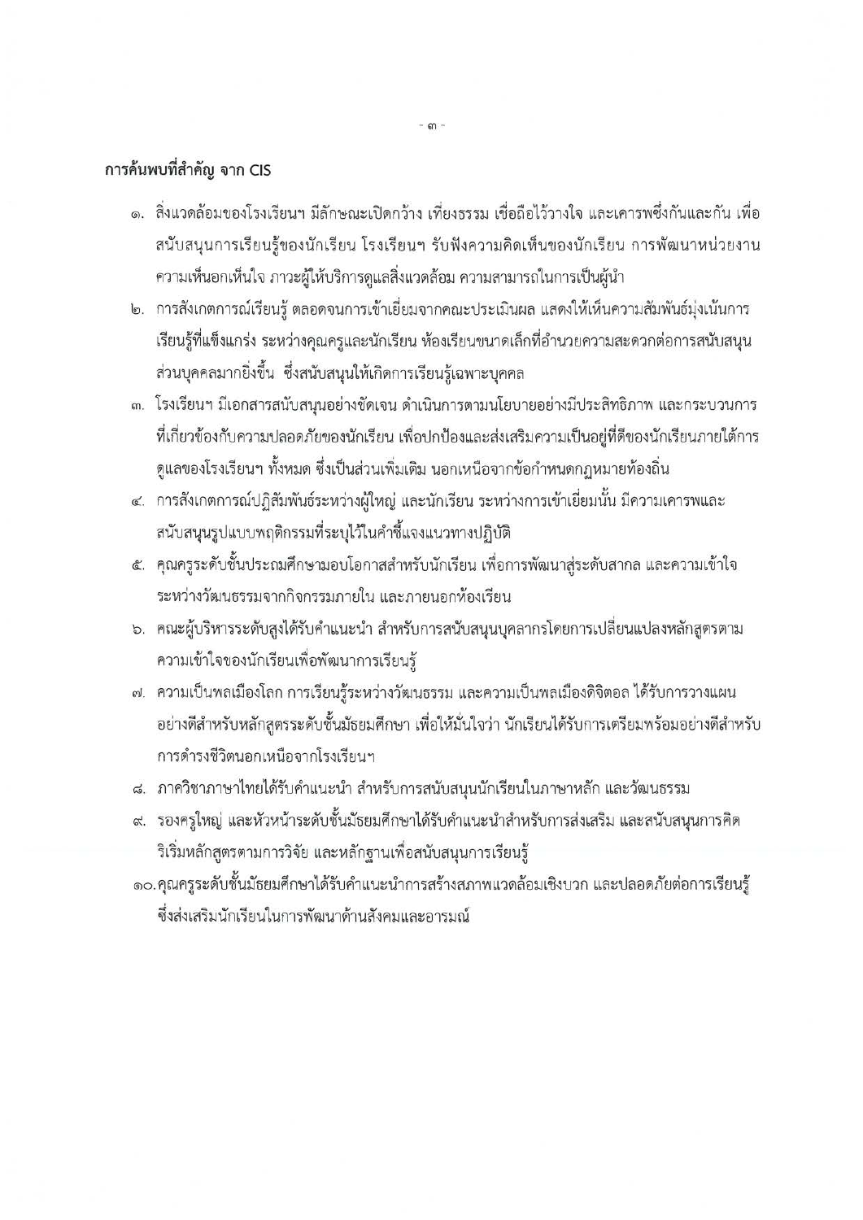**การค้นพบที่สำคัญ จาก CIS**

๑. สิ่งแวดล้อมของโรงเรียนฯ มีลักษณะเปิดกว้าง เที่ยงธรรม เชื่อถือไว้วางใจ และเคารพซึ่งกันและกัน เพื่อสนับสนุนการเรียนรู้ของนักเรียน โรงเรียนฯ รับฟังความคิดเห็นของนักเรียน การพัฒนาหน่วยงาน ความเห็นอกเห็นใจ ภาวะผู้ให้บริการดูแลสิ่งแวดล้อม ความสามารถในการเป็นผู้นำ

๒. การสังเกตการณ์เรียนรู้ ตลอดจนการเข้าเยี่ยมจากคณะประเมินผล แสดงให้เห็นความสัมพันธ์มุ่งเน้นการเรียนรู้ที่แข็งแกร่ง ระหว่างคุณครูและนักเรียน ห้องเรียนขนาดเล็กที่อำนวยความสะดวกต่อการสนับสนุนส่วนบุคคลมากยิ่งขึ้น ซึ่งสนับสนุนให้เกิดการเรียนรู้เฉพาะบุคคล

๓. โรงเรียนฯ มีเอกสารสนับสนุนอย่างชัดเจน ดำเนินการตามนโยบายอย่างมีประสิทธิภาพ และกระบวนการที่เกี่ยวข้องกับความปลอดภัยของนักเรียน เพื่อปกป้องและส่งเสริมความเป็นอยู่ที่ดีของนักเรียนภายใต้การดูแลของโรงเรียนฯ ทั้งหมด ซึ่งเป็นส่วนเพิ่มเติม นอกเหนือจากข้อกำหนดกฎหมายท้องถิ่น

๔. การสังเกตการณ์ปฏิสัมพันธ์ระหว่างผู้ใหญ่ และนักเรียน ระหว่างการเข้าเยี่ยมนั้น มีความเคารพและสนับสนุนรูปแบบพฤติกรรมที่ระบุไว้ในคำชี้แจงแนวทางปฏิบัติ

๕. คุณครูระดับชั้นประถมศึกษามอบโอกาสสำหรับนักเรียน เพื่อการพัฒนาสู่ระดับสากล และความเข้าใจระหว่างวัฒนธรรมจากกิจกรรมภายใน และภายนอกห้องเรียน

๖. คณะผู้บริหารระดับสูงได้รับคำแนะนำ สำหรับการสนับสนุนบุคลากรโดยการเปลี่ยนแปลงหลักสูตรตามความเข้าใจของนักเรียนเพื่อพัฒนาการเรียนรู้

๗. ความเป็นพลเมืองโลก การเรียนรู้ระหว่างวัฒนธรรม และความเป็นพลเมืองดิจิตอล ได้รับการวางแผนอย่างดีสำหรับหลักสูตรระดับชั้นมัธยมศึกษา เพื่อให้มั่นใจว่า นักเรียนได้รับการเตรียมพร้อมอย่างดีสำหรับการดำรงชีวิตนอกเหนือจากโรงเรียนฯ

๘. ภาควิชาภาษาไทยได้รับคำแนะนำ สำหรับการสนับสนุนนักเรียนในภาษาหลัก และวัฒนธรรม

๙. รองครูใหญ่ และหัวหน้าระดับชั้นมัธยมศึกษาได้รับคำแนะนำสำหรับการส่งเสริม และสนับสนุนการคิดริเริ่มหลักสูตรตามการวิจัย และหลักฐานเพื่อสนับสนุนการเรียนรู้

๑๐. คุณครูระดับชั้นมัธยมศึกษาได้รับคำแนะนำการสร้างสภาพแวดล้อมเชิงบวก และปลอดภัยต่อการเรียนรู้ ซึ่งส่งเสริมนักเรียนในการพัฒนาด้านสังคมและอารมณ์